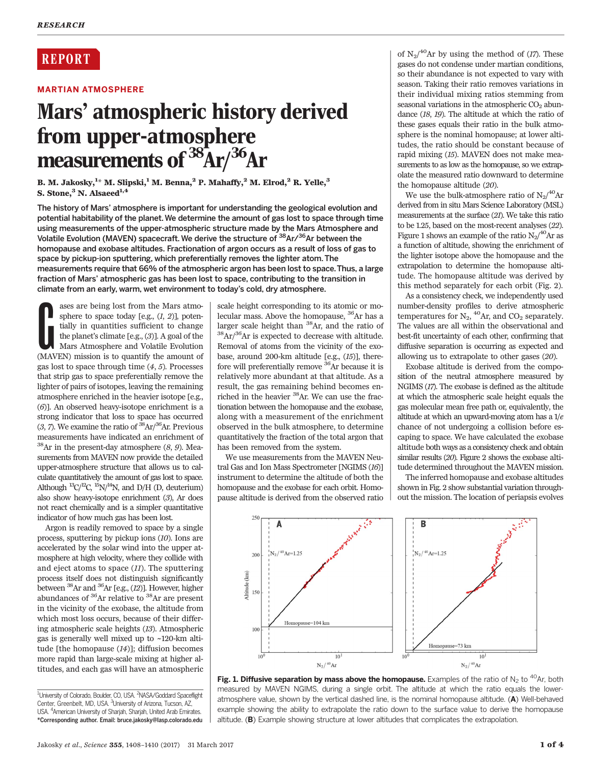REPORT

MARTIAN ATMOSPHERE

# Mars' atmospheric history derived from upper-atmosphere measurements of $^{38}Ar/^{36}Ar$

**B. M. Jakosky,[1]* M. Slipski,[1] M. Benna,[2] P. Mahaffy,[2] M. Elrod,[2] R. Yelle,[3] S. Stone,[3] N. Alsaeed[1,4]**

**The history of Mars' atmosphere is important for understanding the geological evolution and potential habitability of the planet. We determine the amount of gas lost to space through time using measurements of the upper-atmospheric structure made by the Mars Atmosphere and Volatile Evolution (MAVEN) spacecraft. We derive the structure of $^{38}Ar/^{36}Ar$ between the homopause and exobase altitudes. Fractionation of argon occurs as a result of loss of gas to space by pickup-ion sputtering, which preferentially removes the lighter atom. The measurements require that 66% of the atmospheric argon has been lost to space. Thus, a large fraction of Mars' atmospheric gas has been lost to space, contributing to the transition in climate from an early, warm, wet environment to today's cold, dry atmosphere.**

Gases are being lost from the Mars atmosphere to space today [e.g., (*1*, *2*)], potentially in quantities sufficient to change the planet's climate [e.g., (*3*)]. A goal of the Mars Atmosphere and Volatile Evolution (MAVEN) mission is to quantify the amount of gas lost to space through time (*4*, *5*). Processes that strip gas to space preferentially remove the lighter of pairs of isotopes, leaving the remaining atmosphere enriched in the heavier isotope [e.g., (*6*)]. An observed heavy-isotope enrichment is a strong indicator that loss to space has occurred (*3*, *7*). We examine the ratio of $^{38}Ar/^{36}Ar$. Previous measurements have indicated an enrichment of $^{38}Ar$ in the present-day atmosphere (*8*, *9*). Measurements from MAVEN now provide the detailed upper-atmosphere structure that allows us to calculate quantitatively the amount of gas lost to space. Although $^{13}C/^{12}C$, $^{15}N/^{14}N$, and D/H (D, deuterium) also show heavy-isotope enrichment (*3*), Ar does not react chemically and is a simpler quantitative indicator of how much gas has been lost.

Argon is readily removed to space by a single process, sputtering by pickup ions (*10*). Ions are accelerated by the solar wind into the upper atmosphere at high velocity, where they collide with and eject atoms to space (*11*). The sputtering process itself does not distinguish significantly between $^{38}Ar$ and $^{36}Ar$ [e.g., (*12*)]. However, higher abundances of $^{36}Ar$ relative to $^{38}Ar$ are present in the vicinity of the exobase, the altitude from which most loss occurs, because of their differing atmospheric scale heights (*13*). Atmospheric gas is generally well mixed up to ~120-km altitude [the homopause (*14*)]; diffusion becomes more rapid than large-scale mixing at higher altitudes, and each gas will have an atmospheric scale height corresponding to its atomic or molecular mass. Above the homopause, $^{36}Ar$ has a larger scale height than $^{38}Ar$, and the ratio of $^{38}Ar/^{36}Ar$ is expected to decrease with altitude. Removal of atoms from the vicinity of the exobase, around 200-km altitude [e.g., (*15*)], therefore will preferentially remove $^{36}Ar$ because it is relatively more abundant at that altitude. As a result, the gas remaining behind becomes enriched in the heavier $^{38}Ar$. We can use the fractionation between the homopause and the exobase, along with a measurement of the enrichment observed in the bulk atmosphere, to determine quantitatively the fraction of the total argon that has been removed from the system.

We use measurements from the MAVEN Neutral Gas and Ion Mass Spectrometer [NGIMS (*16*)] instrument to determine the altitude of both the homopause and the exobase for each orbit. Homopause altitude is derived from the observed ratio of $N_2/^{40}Ar$ by using the method of (*17*). These gases do not condense under martian conditions, so their abundance is not expected to vary with season. Taking their ratio removes variations in their individual mixing ratios stemming from seasonal variations in the atmospheric $CO_2$ abundance (*18*, *19*). The altitude at which the ratio of these gases equals their ratio in the bulk atmosphere is the nominal homopause; at lower altitudes, the ratio should be constant because of rapid mixing (*15*). MAVEN does not make measurements to as low as the homopause, so we extrapolate the measured ratio downward to determine the homopause altitude (*20*).

We use the bulk-atmosphere ratio of $N_2/^{40}Ar$ derived from in situ Mars Science Laboratory (MSL) measurements at the surface (*21*). We take this ratio to be 1.25, based on the most-recent analyses (*22*). Figure 1 shows an example of the ratio $N_2/^{40}Ar$ as a function of altitude, showing the enrichment of the lighter isotope above the homopause and the extrapolation to determine the homopause altitude. The homopause altitude was derived by this method separately for each orbit (Fig. 2).

As a consistency check, we independently used number-density profiles to derive atmospheric temperatures for $N_2$, $^{40}Ar$, and $CO_2$ separately. The values are all within the observational and best-fit uncertainty of each other, confirming that diffusive separation is occurring as expected and allowing us to extrapolate to other gases (*20*).

Exobase altitude is derived from the composition of the neutral atmosphere measured by NGIMS (*17*). The exobase is defined as the altitude at which the atmospheric scale height equals the gas molecular mean free path or, equivalently, the altitude at which an upward-moving atom has a 1/*e* chance of not undergoing a collision before escaping to space. We have calculated the exobase altitude both ways as a consistency check and obtain similar results (*20*). Figure 2 shows the exobase altitude determined throughout the MAVEN mission.

The inferred homopause and exobase altitudes shown in Fig. 2 show substantial variation throughout the mission. The location of periapsis evolves

**Fig. 1. Diffusive separation by mass above the homopause.** Examples of the ratio of $N_2$ to $^{40}Ar$, both measured by MAVEN NGIMS, during a single orbit. The altitude at which the ratio equals the lower-atmosphere value, shown by the vertical dashed line, is the nominal homopause altitude. (**A**) Well-behaved example showing the ability to extrapolate the ratio down to the surface value to derive the homopause altitude. (**B**) Example showing structure at lower altitudes that complicates the extrapolation.

[1]University of Colorado, Boulder, CO, USA. [2]NASA/Goddard Spaceflight Center, Greenbelt, MD, USA. [3]University of Arizona, Tucson, AZ, USA. [4]American University of Sharjah, Sharjah, United Arab Emirates.
*Corresponding author. Email: bruce.jakosky@lasp.colorado.edu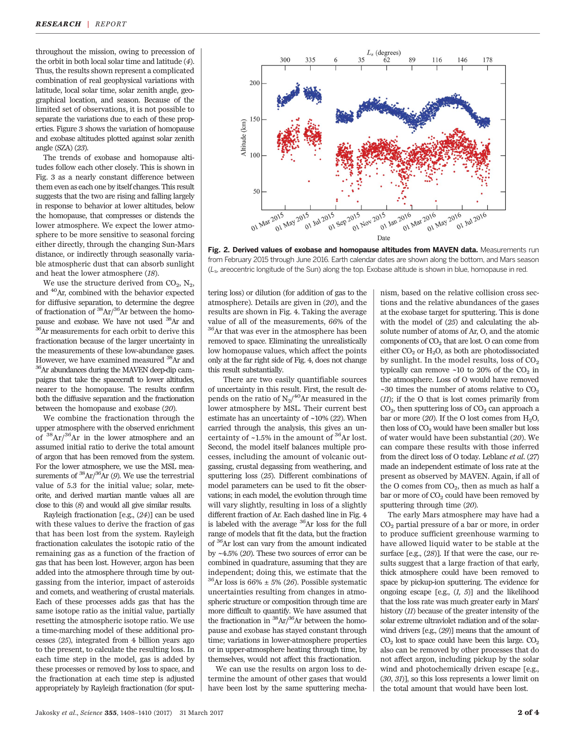throughout the mission, owing to precession of the orbit in both local solar time and latitude (4). Thus, the results shown represent a complicated combination of real geophysical variations with latitude, local solar time, solar zenith angle, geographical location, and season. Because of the limited set of observations, it is not possible to separate the variations due to each of these properties. Figure 3 shows the variation of homopause and exobase altitudes plotted against solar zenith angle (SZA) (23).

The trends of exobase and homopause altitudes follow each other closely. This is shown in Fig. 3 as a nearly constant difference between them even as each one by itself changes. This result suggests that the two are rising and falling largely in response to behavior at lower altitudes, below the homopause, that compresses or distends the lower atmosphere. We expect the lower atmosphere to be more sensitive to seasonal forcing either directly, through the changing Sun-Mars distance, or indirectly through seasonally variable atmospheric dust that can absorb sunlight and heat the lower atmosphere (18).

We use the structure derived from $CO_2$, $N_2$, and $^{40}Ar$, combined with the behavior expected for diffusive separation, to determine the degree of fractionation of $^{38}Ar/^{36}Ar$ between the homopause and exobase. We have not used $^{38}Ar$ and $^{36}Ar$ measurements for each orbit to derive this fractionation because of the larger uncertainty in the measurements of these low-abundance gases. However, we have examined measured $^{38}Ar$ and $^{36}Ar$ abundances during the MAVEN deep-dip campaigns that take the spacecraft to lower altitudes, nearer to the homopause. The results confirm both the diffusive separation and the fractionation between the homopause and exobase (20).

We combine the fractionation through the upper atmosphere with the observed enrichment of $^{38}Ar/^{36}Ar$ in the lower atmosphere and an assumed initial ratio to derive the total amount of argon that has been removed from the system. For the lower atmosphere, we use the MSL measurements of $^{38}Ar/^{36}Ar$ (9). We use the terrestrial value of 5.3 for the initial value; solar, meteorite, and derived martian mantle values all are close to this (8) and would all give similar results.

Rayleigh fractionation [e.g., (24)] can be used with these values to derive the fraction of gas that has been lost from the system. Rayleigh fractionation calculates the isotopic ratio of the remaining gas as a function of the fraction of gas that has been lost. However, argon has been added into the atmosphere through time by outgassing from the interior, impact of asteroids and comets, and weathering of crustal materials. Each of these processes adds gas that has the same isotope ratio as the initial value, partially resetting the atmospheric isotope ratio. We use a time-marching model of these additional processes (25), integrated from 4 billion years ago to the present, to calculate the resulting loss. In each time step in the model, gas is added by these processes or removed by loss to space, and the fractionation at each time step is adjusted appropriately by Rayleigh fractionation (for sputtering loss) or dilution (for addition of gas to the atmosphere). Details are given in (20), and the results are shown in Fig. 4. Taking the average value of all of the measurements, 66% of the $^{36}Ar$ that was ever in the atmosphere has been removed to space. Eliminating the unrealistically low homopause values, which affect the points only at the far right side of Fig. 4, does not change this result substantially.

There are two easily quantifiable sources of uncertainty in this result. First, the result depends on the ratio of $N_2/^{40}Ar$ measured in the lower atmosphere by MSL. Their current best estimate has an uncertainty of ~10% (22). When carried through the analysis, this gives an uncertainty of ~1.5% in the amount of $^{36}Ar$ lost. Second, the model itself balances multiple processes, including the amount of volcanic outgassing, crustal degassing from weathering, and sputtering loss (25). Different combinations of model parameters can be used to fit the observations; in each model, the evolution through time will vary slightly, resulting in loss of a slightly different fraction of Ar. Each dashed line in Fig. 4 is labeled with the average $^{36}Ar$ loss for the full range of models that fit the data, but the fraction of $^{36}Ar$ lost can vary from the amount indicated by ~4.5% (20). These two sources of error can be combined in quadrature, assuming that they are independent; doing this, we estimate that the $^{36}Ar$ loss is 66% ± 5% (26). Possible systematic uncertainties resulting from changes in atmospheric structure or composition through time are more difficult to quantify. We have assumed that the fractionation in $^{38}Ar/^{36}Ar$ between the homopause and exobase has stayed constant through time; variations in lower-atmosphere properties or in upper-atmosphere heating through time, by themselves, would not affect this fractionation.

We can use the results on argon loss to determine the amount of other gases that would have been lost by the same sputtering mechanism, based on the relative collision cross sections and the relative abundances of the gases at the exobase target for sputtering. This is done with the model of (25) and calculating the absolute number of atoms of Ar, O, and the atomic components of $CO_2$ that are lost. O can come from either $CO_2$ or $H_2O$, as both are photodissociated by sunlight. In the model results, loss of $CO_2$ typically can remove ~10 to 20% of the $CO_2$ in the atmosphere. Loss of O would have removed ~30 times the number of atoms relative to $CO_2$ (11); if the O that is lost comes primarily from $CO_2$, then sputtering loss of $CO_2$ can approach a bar or more (20). If the O lost comes from $H_2O$, then loss of $CO_2$ would have been smaller but loss of water would have been substantial (20). We can compare these results with those inferred from the direct loss of O today. Leblanc *et al.* (27) made an independent estimate of O loss rate at the present as observed by MAVEN. Again, if all of the O comes from $CO_2$, then as much as half a bar or more of $CO_2$ could have been removed by sputtering through time (20).

The early Mars atmosphere may have had a $CO_2$ partial pressure of a bar or more, in order to produce sufficient greenhouse warming to have allowed liquid water to be stable at the surface [e.g., (28)]. If that were the case, our results suggest that a large fraction of that early, thick atmosphere could have been removed to space by pickup-ion sputtering. The evidence for ongoing escape [e.g., (1, 5)] and the likelihood that the loss rate was much greater early in Mars' history (11) because of the greater intensity of the solar extreme ultraviolet radiation and of the solar-wind drivers [e.g., (29)] means that the amount of $CO_2$ lost to space could have been this large. $CO_2$ also can be removed by other processes that do not affect argon, including pickup by the solar wind and photochemically driven escape [e.g., (30, 31)], so this loss represents a lower limit on the total amount that would have been lost.

**Fig. 2. Derived values of exobase and homopause altitudes from MAVEN data.** Measurements run from February 2015 through June 2016. Earth calendar dates are shown along the bottom, and Mars season ($L_s$, areocentric longitude of the Sun) along the top. Exobase altitude is shown in blue, homopause in red.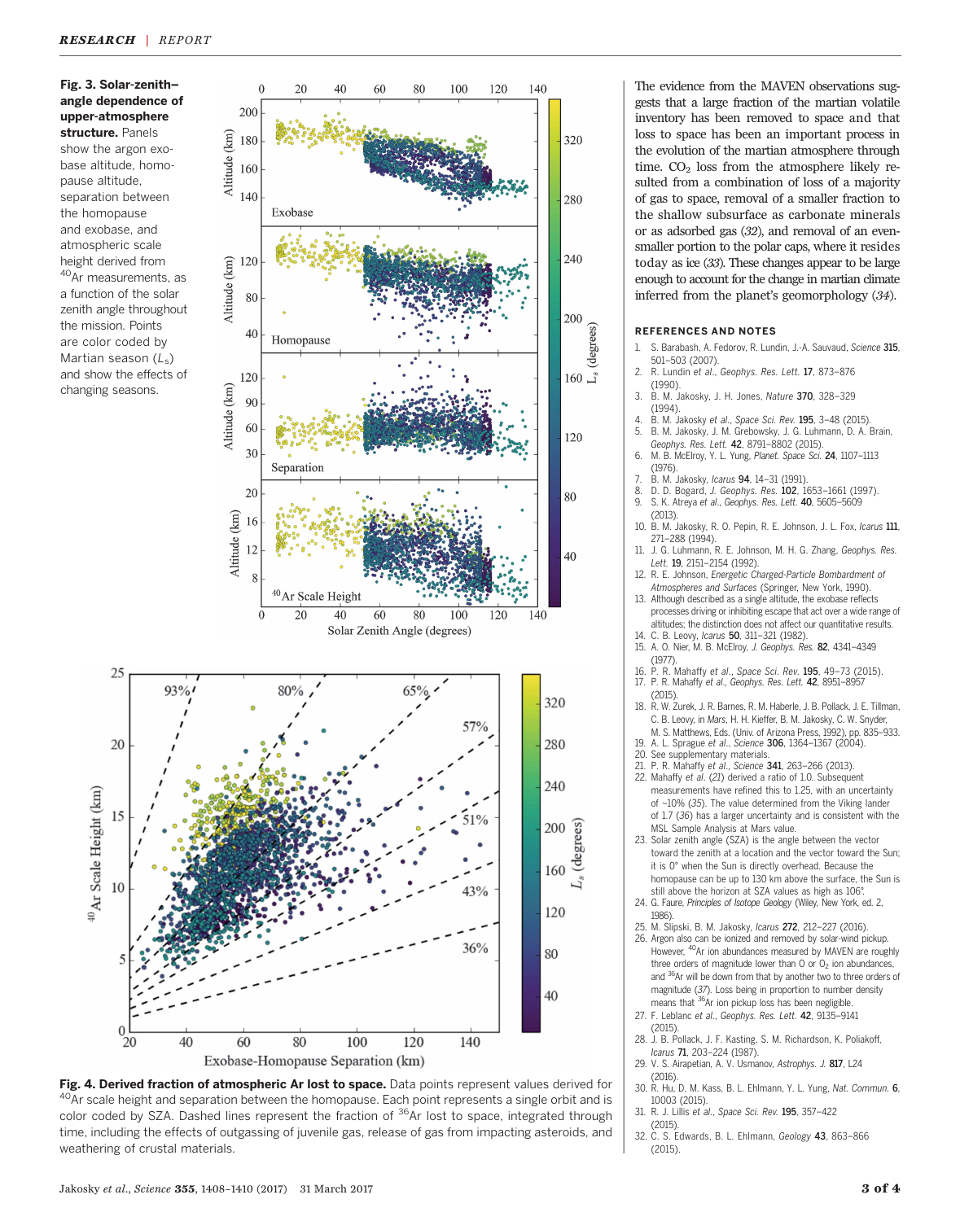**Fig. 3. Solar-zenith–angle dependence of upper-atmosphere structure.** Panels show the argon exobase altitude, homopause altitude, separation between the homopause and exobase, and atmospheric scale height derived from $^{40}$Ar measurements, as a function of the solar zenith angle throughout the mission. Points are color coded by Martian season ($L_s$) and show the effects of changing seasons.

**Fig. 4. Derived fraction of atmospheric Ar lost to space.** Data points represent values derived for $^{40}$Ar scale height and separation between the homopause. Each point represents a single orbit and is color coded by SZA. Dashed lines represent the fraction of $^{36}$Ar lost to space, integrated through time, including the effects of outgassing of juvenile gas, release of gas from impacting asteroids, and weathering of crustal materials.

The evidence from the MAVEN observations suggests that a large fraction of the martian volatile inventory has been removed to space and that loss to space has been an important process in the evolution of the martian atmosphere through time. $CO_2$ loss from the atmosphere likely resulted from a combination of loss of a majority of gas to space, removal of a smaller fraction to the shallow subsurface as carbonate minerals or as adsorbed gas (*32*), and removal of an even-smaller portion to the polar caps, where it resides today as ice (*33*). These changes appear to be large enough to account for the change in martian climate inferred from the planet's geomorphology (*34*).

## REFERENCES AND NOTES

1. S. Barabash, A. Fedorov, R. Lundin, J.-A. Sauvaud, *Science* **315**, 501–503 (2007).
2. R. Lundin *et al.*, *Geophys. Res. Lett.* **17**, 873–876 (1990).
3. B. M. Jakosky, J. H. Jones, *Nature* **370**, 328–329 (1994).
4. B. M. Jakosky *et al.*, *Space Sci. Rev.* **195**, 3–48 (2015).
5. B. M. Jakosky, J. M. Grebowsky, J. G. Luhmann, D. A. Brain, *Geophys. Res. Lett.* **42**, 8791–8802 (2015).
6. M. B. McElroy, Y. L. Yung, *Planet. Space Sci.* **24**, 1107–1113 (1976).
7. B. M. Jakosky, *Icarus* **94**, 14–31 (1991).
8. D. D. Bogard, *J. Geophys. Res.* **102**, 1653–1661 (1997).
9. S. K. Atreya *et al.*, *Geophys. Res. Lett.* **40**, 5605–5609 (2013).
10. B. M. Jakosky, R. O. Pepin, R. E. Johnson, J. L. Fox, *Icarus* **111**, 271–288 (1994).
11. J. G. Luhmann, R. E. Johnson, M. H. G. Zhang, *Geophys. Res. Lett.* **19**, 2151–2154 (1992).
12. R. E. Johnson, *Energetic Charged-Particle Bombardment of Atmospheres and Surfaces* (Springer, New York, 1990).
13. Although described as a single altitude, the exobase reflects processes driving or inhibiting escape that act over a wide range of altitudes; the distinction does not affect our quantitative results.
14. C. B. Leovy, *Icarus* **50**, 311–321 (1982).
15. A. O. Nier, M. B. McElroy, *J. Geophys. Res.* **82**, 4341–4349 (1977).
16. P. R. Mahaffy *et al.*, *Space Sci. Rev.* **195**, 49–73 (2015).
17. P. R. Mahaffy *et al.*, *Geophys. Res. Lett.* **42**, 8951–8957 (2015).
18. R. W. Zurek, J. R. Barnes, R. M. Haberle, J. B. Pollack, J. E. Tillman, C. B. Leovy, in *Mars*, H. H. Kieffer, B. M. Jakosky, C. W. Snyder, M. S. Matthews, Eds. (Univ. of Arizona Press, 1992), pp. 835–933.
19. A. L. Sprague *et al.*, *Science* **306**, 1364–1367 (2004).
20. See supplementary materials.
21. P. R. Mahaffy *et al.*, *Science* **341**, 263–266 (2013).
22. Mahaffy *et al.* (*21*) derived a ratio of 1.0. Subsequent measurements have refined this to 1.25, with an uncertainty of ~10% (*35*). The value determined from the Viking lander of 1.7 (*36*) has a larger uncertainty and is consistent with the MSL Sample Analysis at Mars value.
23. Solar zenith angle (SZA) is the angle between the vector toward the zenith at a location and the vector toward the Sun; it is 0° when the Sun is directly overhead. Because the homopause can be up to 130 km above the surface, the Sun is still above the horizon at SZA values as high as 106°.
24. G. Faure, *Principles of Isotope Geology* (Wiley, New York, ed. 2, 1986).
25. M. Slipski, B. M. Jakosky, *Icarus* **272**, 212–227 (2016).
26. Argon also can be ionized and removed by solar-wind pickup. However, $^{40}$Ar ion abundances measured by MAVEN are roughly three orders of magnitude lower than O or $O_2$ ion abundances, and $^{36}$Ar will be down from that by another two to three orders of magnitude (*37*). Loss being in proportion to number density means that $^{36}$Ar ion pickup loss has been negligible.
27. F. Leblanc *et al.*, *Geophys. Res. Lett.* **42**, 9135–9141 (2015).
28. J. B. Pollack, J. F. Kasting, S. M. Richardson, K. Poliakoff, *Icarus* **71**, 203–224 (1987).
29. V. S. Airapetian, A. V. Usmanov, *Astrophys. J.* **817**, L24 (2016).
30. R. Hu, D. M. Kass, B. L. Ehlmann, Y. L. Yung, *Nat. Commun.* **6**, 10003 (2015).
31. R. J. Lillis *et al.*, *Space Sci. Rev.* **195**, 357–422 (2015).
32. C. S. Edwards, B. L. Ehlmann, *Geology* **43**, 863–866 (2015).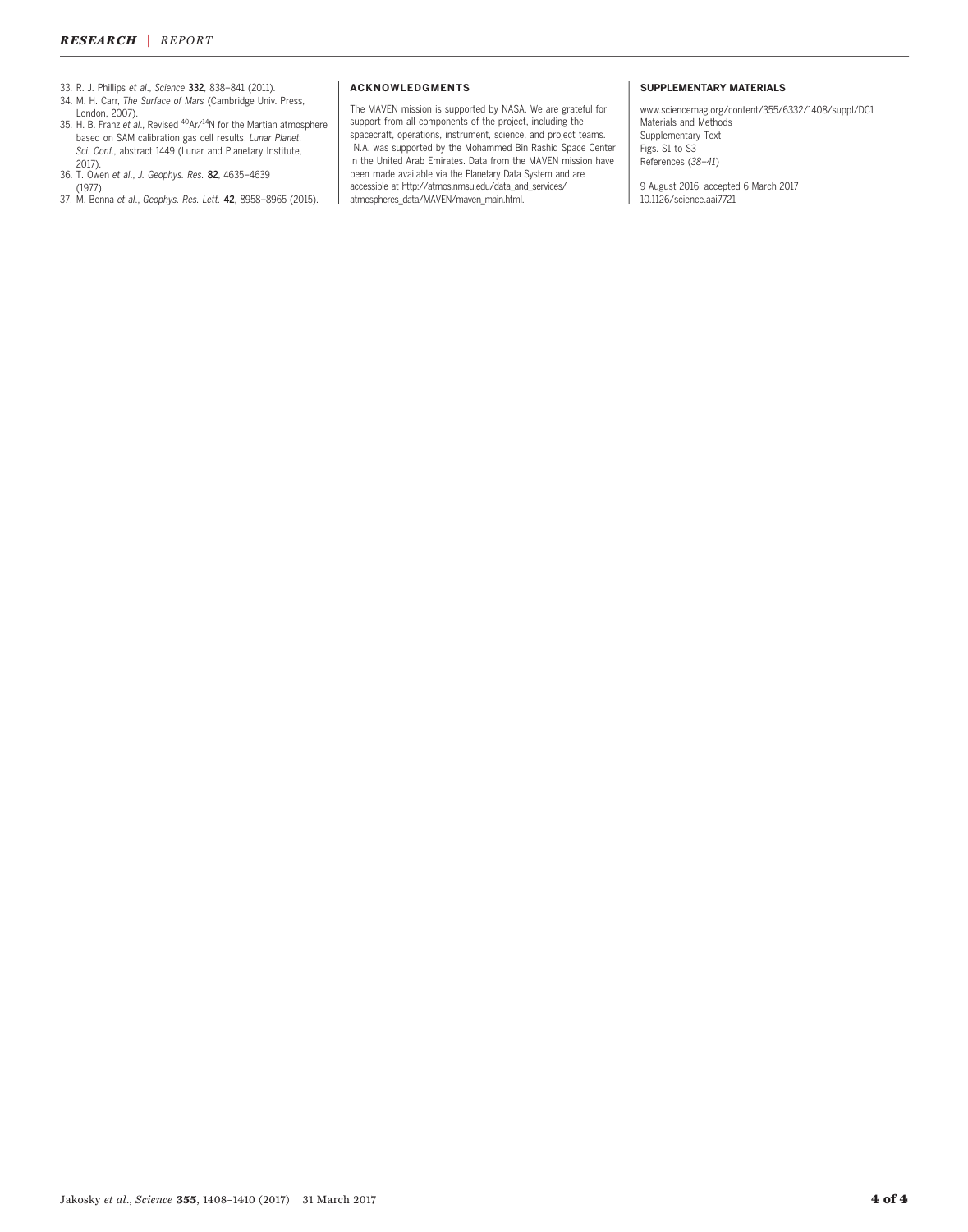33. R. J. Phillips *et al.*, *Science* **332**, 838–841 (2011).
34. M. H. Carr, *The Surface of Mars* (Cambridge Univ. Press, London, 2007).
35. H. B. Franz *et al.*, Revised $^{40}Ar/^{14}N$ for the Martian atmosphere based on SAM calibration gas cell results. *Lunar Planet. Sci. Conf.*, abstract 1449 (Lunar and Planetary Institute, 2017).
36. T. Owen *et al.*, *J. Geophys. Res.* **82**, 4635–4639 (1977).
37. M. Benna *et al.*, *Geophys. Res. Lett.* **42**, 8958–8965 (2015).

## ACKNOWLEDGMENTS

The MAVEN mission is supported by NASA. We are grateful for support from all components of the project, including the spacecraft, operations, instrument, science, and project teams. N.A. was supported by the Mohammed Bin Rashid Space Center in the United Arab Emirates. Data from the MAVEN mission have been made available via the Planetary Data System and are accessible at http://atmos.nmsu.edu/data_and_services/atmospheres_data/MAVEN/maven_main.html.

## SUPPLEMENTARY MATERIALS

www.sciencemag.org/content/355/6332/1408/suppl/DC1
Materials and Methods
Supplementary Text
Figs. S1 to S3
References (*38*–*41*)

9 August 2016; accepted 6 March 2017
10.1126/science.aai7721